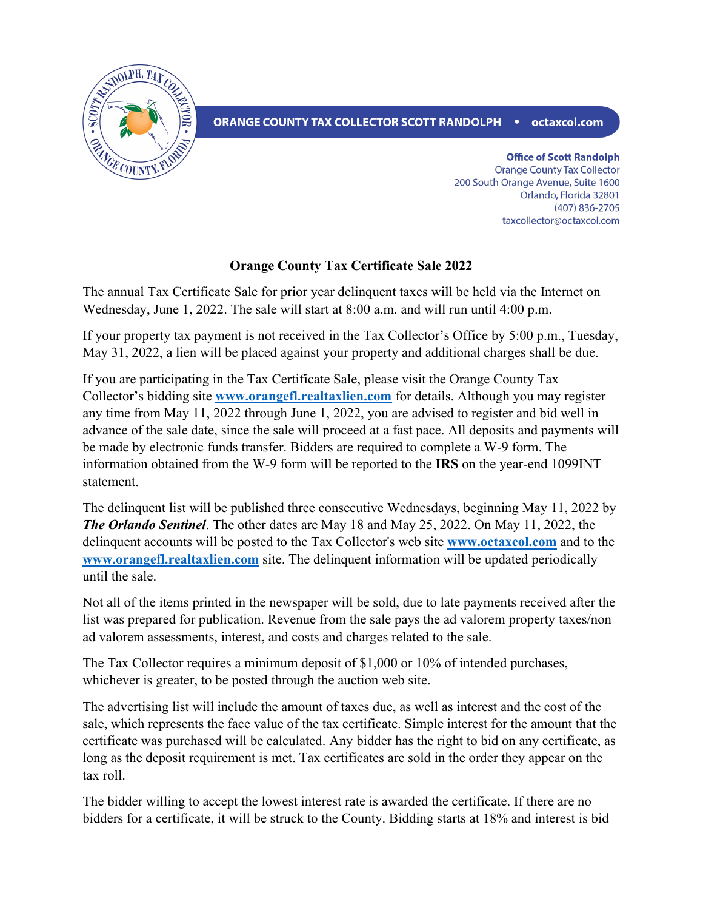ORANGE COUNTY TAX COLLECTOR SCOTT RANDOLPH • octaxcol.com

**Office of Scott Randolph**
Orange County Tax Collector
200 South Orange Avenue, Suite 1600
Orlando, Florida 32801
(407) 836-2705
taxcollector@octaxcol.com

# Orange County Tax Certificate Sale 2022

The annual Tax Certificate Sale for prior year delinquent taxes will be held via the Internet on Wednesday, June 1, 2022. The sale will start at 8:00 a.m. and will run until 4:00 p.m.

If your property tax payment is not received in the Tax Collector's Office by 5:00 p.m., Tuesday, May 31, 2022, a lien will be placed against your property and additional charges shall be due.

If you are participating in the Tax Certificate Sale, please visit the Orange County Tax Collector's bidding site **www.orangefl.realtaxlien.com** for details. Although you may register any time from May 11, 2022 through June 1, 2022, you are advised to register and bid well in advance of the sale date, since the sale will proceed at a fast pace. All deposits and payments will be made by electronic funds transfer. Bidders are required to complete a W-9 form. The information obtained from the W-9 form will be reported to the **IRS** on the year-end 1099INT statement.

The delinquent list will be published three consecutive Wednesdays, beginning May 11, 2022 by ***The Orlando Sentinel***. The other dates are May 18 and May 25, 2022. On May 11, 2022, the delinquent accounts will be posted to the Tax Collector's web site **www.octaxcol.com** and to the **www.orangefl.realtaxlien.com** site. The delinquent information will be updated periodically until the sale.

Not all of the items printed in the newspaper will be sold, due to late payments received after the list was prepared for publication. Revenue from the sale pays the ad valorem property taxes/non ad valorem assessments, interest, and costs and charges related to the sale.

The Tax Collector requires a minimum deposit of $1,000 or 10% of intended purchases, whichever is greater, to be posted through the auction web site.

The advertising list will include the amount of taxes due, as well as interest and the cost of the sale, which represents the face value of the tax certificate. Simple interest for the amount that the certificate was purchased will be calculated. Any bidder has the right to bid on any certificate, as long as the deposit requirement is met. Tax certificates are sold in the order they appear on the tax roll.

The bidder willing to accept the lowest interest rate is awarded the certificate. If there are no bidders for a certificate, it will be struck to the County. Bidding starts at 18% and interest is bid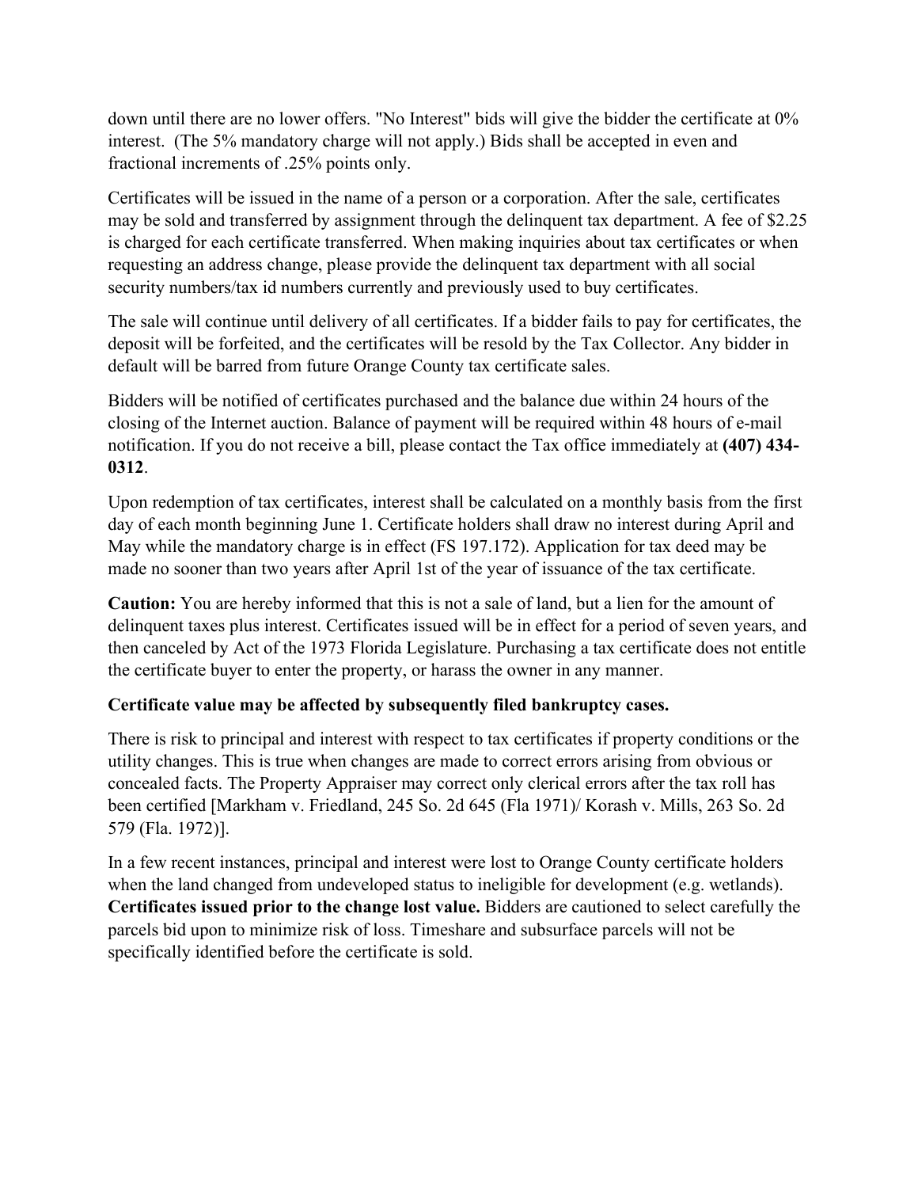down until there are no lower offers. "No Interest" bids will give the bidder the certificate at 0% interest. (The 5% mandatory charge will not apply.) Bids shall be accepted in even and fractional increments of .25% points only.

Certificates will be issued in the name of a person or a corporation. After the sale, certificates may be sold and transferred by assignment through the delinquent tax department. A fee of $2.25 is charged for each certificate transferred. When making inquiries about tax certificates or when requesting an address change, please provide the delinquent tax department with all social security numbers/tax id numbers currently and previously used to buy certificates.

The sale will continue until delivery of all certificates. If a bidder fails to pay for certificates, the deposit will be forfeited, and the certificates will be resold by the Tax Collector. Any bidder in default will be barred from future Orange County tax certificate sales.

Bidders will be notified of certificates purchased and the balance due within 24 hours of the closing of the Internet auction. Balance of payment will be required within 48 hours of e-mail notification. If you do not receive a bill, please contact the Tax office immediately at **(407) 434-0312**.

Upon redemption of tax certificates, interest shall be calculated on a monthly basis from the first day of each month beginning June 1. Certificate holders shall draw no interest during April and May while the mandatory charge is in effect (FS 197.172). Application for tax deed may be made no sooner than two years after April 1st of the year of issuance of the tax certificate.

**Caution:** You are hereby informed that this is not a sale of land, but a lien for the amount of delinquent taxes plus interest. Certificates issued will be in effect for a period of seven years, and then canceled by Act of the 1973 Florida Legislature. Purchasing a tax certificate does not entitle the certificate buyer to enter the property, or harass the owner in any manner.

**Certificate value may be affected by subsequently filed bankruptcy cases.**

There is risk to principal and interest with respect to tax certificates if property conditions or the utility changes. This is true when changes are made to correct errors arising from obvious or concealed facts. The Property Appraiser may correct only clerical errors after the tax roll has been certified [Markham v. Friedland, 245 So. 2d 645 (Fla 1971)/ Korash v. Mills, 263 So. 2d 579 (Fla. 1972)].

In a few recent instances, principal and interest were lost to Orange County certificate holders when the land changed from undeveloped status to ineligible for development (e.g. wetlands). **Certificates issued prior to the change lost value.** Bidders are cautioned to select carefully the parcels bid upon to minimize risk of loss. Timeshare and subsurface parcels will not be specifically identified before the certificate is sold.